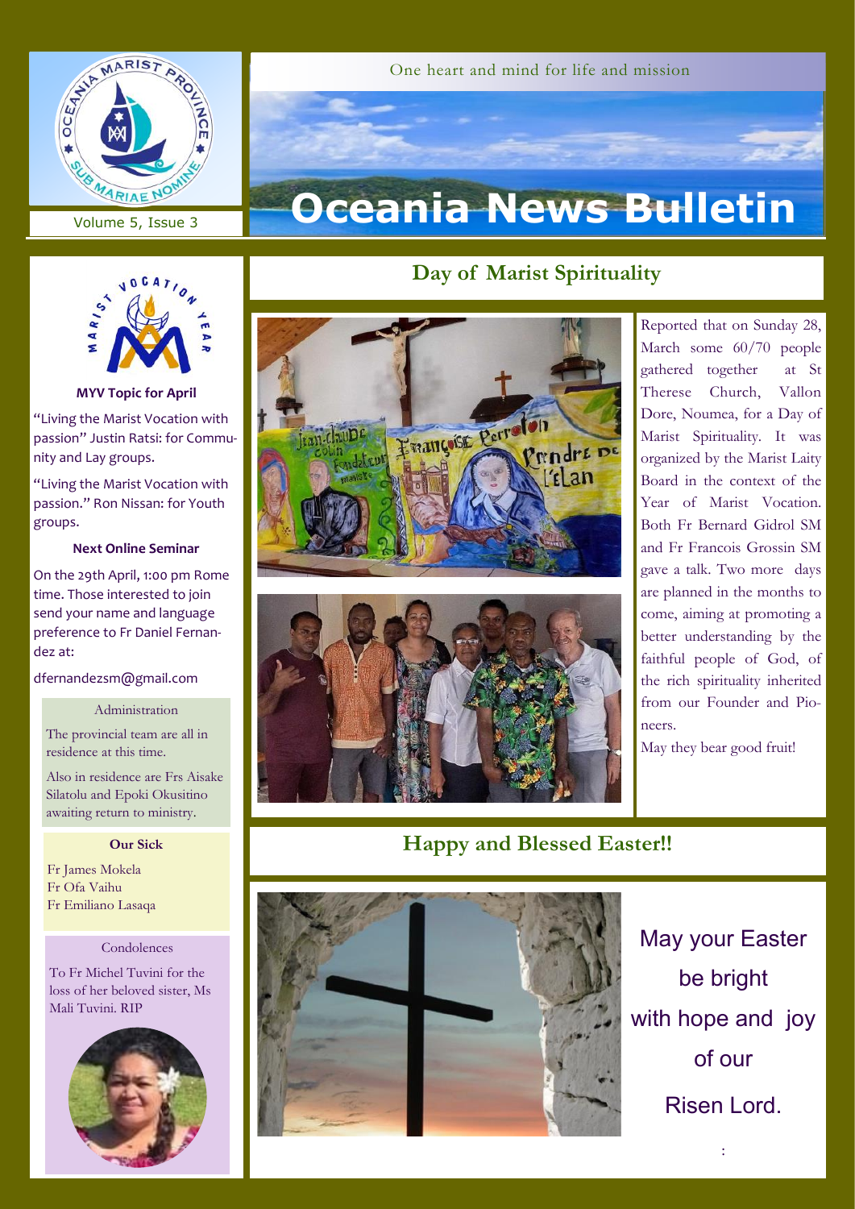# Oceania News Bulletin

One heart and mind for life and mission

Volume 5, Issue 3

## Day of Marist Spirituality

Reported that on Sunday 28, March some 60/70 people gathered together at St Therese Church, Vallon Dore, Noumea, for a Day of Marist Spirituality. It was organized by the Marist Laity Board in the context of the Year of Marist Vocation. Both Fr Bernard Gidrol SM and Fr Francois Grossin SM gave a talk. Two more days are planned in the months to come, aiming at promoting a better understanding by the faithful people of God, of the rich spirituality inherited from our Founder and Pioneers.

May they bear good fruit!

## Happy and Blessed Easter!!

May your Easter be bright with hope and joy of our Risen Lord.

---

**MYV Topic for April**

"Living the Marist Vocation with passion" Justin Ratsi: for Community and Lay groups.

"Living the Marist Vocation with passion." Ron Nissan: for Youth groups.

**Next Online Seminar**

On the 29th April, 1:00 pm Rome time. Those interested to join send your name and language preference to Fr Daniel Fernandez at:

dfernandezsm@gmail.com

**Administration**

The provincial team are all in residence at this time.

Also in residence are Frs Aisake Silatolu and Epoki Okusitino awaiting return to ministry.

**Our Sick**

Fr James Mokela
Fr Ofa Vaihu
Fr Emiliano Lasaqa

**Condolences**

To Fr Michel Tuvini for the loss of her beloved sister, Ms Mali Tuvini. RIP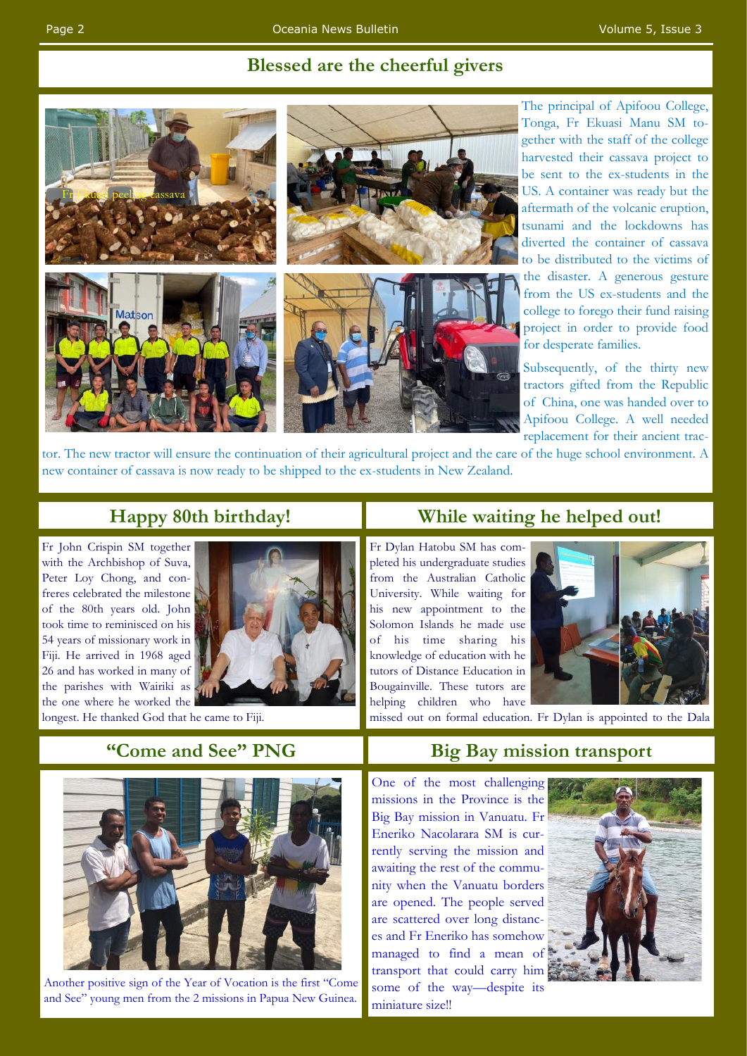## Blessed are the cheerful givers

Fr Ekuasi peeling cassava

The principal of Apifoou College, Tonga, Fr Ekuasi Manu SM together with the staff of the college harvested their cassava project to be sent to the ex-students in the US. A container was ready but the aftermath of the volcanic eruption, tsunami and the lockdowns has diverted the container of cassava to be distributed to the victims of the disaster. A generous gesture from the US ex-students and the college to forego their fund raising project in order to provide food for desperate families.

Subsequently, of the thirty new tractors gifted from the Republic of China, one was handed over to Apifoou College. A well needed replacement for their ancient tractor. The new tractor will ensure the continuation of their agricultural project and the care of the huge school environment. A new container of cassava is now ready to be shipped to the ex-students in New Zealand.

## Happy 80th birthday!

Fr John Crispin SM together with the Archbishop of Suva, Peter Loy Chong, and confreres celebrated the milestone of the 80th years old. John took time to reminisced on his 54 years of missionary work in Fiji. He arrived in 1968 aged 26 and has worked in many of the parishes with Wairiki as the one where he worked the longest. He thanked God that he came to Fiji.

## While waiting he helped out!

Fr Dylan Hatobu SM has completed his undergraduate studies from the Australian Catholic University. While waiting for his new appointment to the Solomon Islands he made use of his time sharing his knowledge of education with he tutors of Distance Education in Bougainville. These tutors are helping children who have missed out on formal education. Fr Dylan is appointed to the Dala

## "Come and See" PNG

Another positive sign of the Year of Vocation is the first "Come and See" young men from the 2 missions in Papua New Guinea.

## Big Bay mission transport

One of the most challenging missions in the Province is the Big Bay mission in Vanuatu. Fr Eneriko Nacolarara SM is currently serving the mission and awaiting the rest of the community when the Vanuatu borders are opened. The people served are scattered over long distances and Fr Eneriko has somehow managed to find a mean of transport that could carry him some of the way—despite its miniature size!!